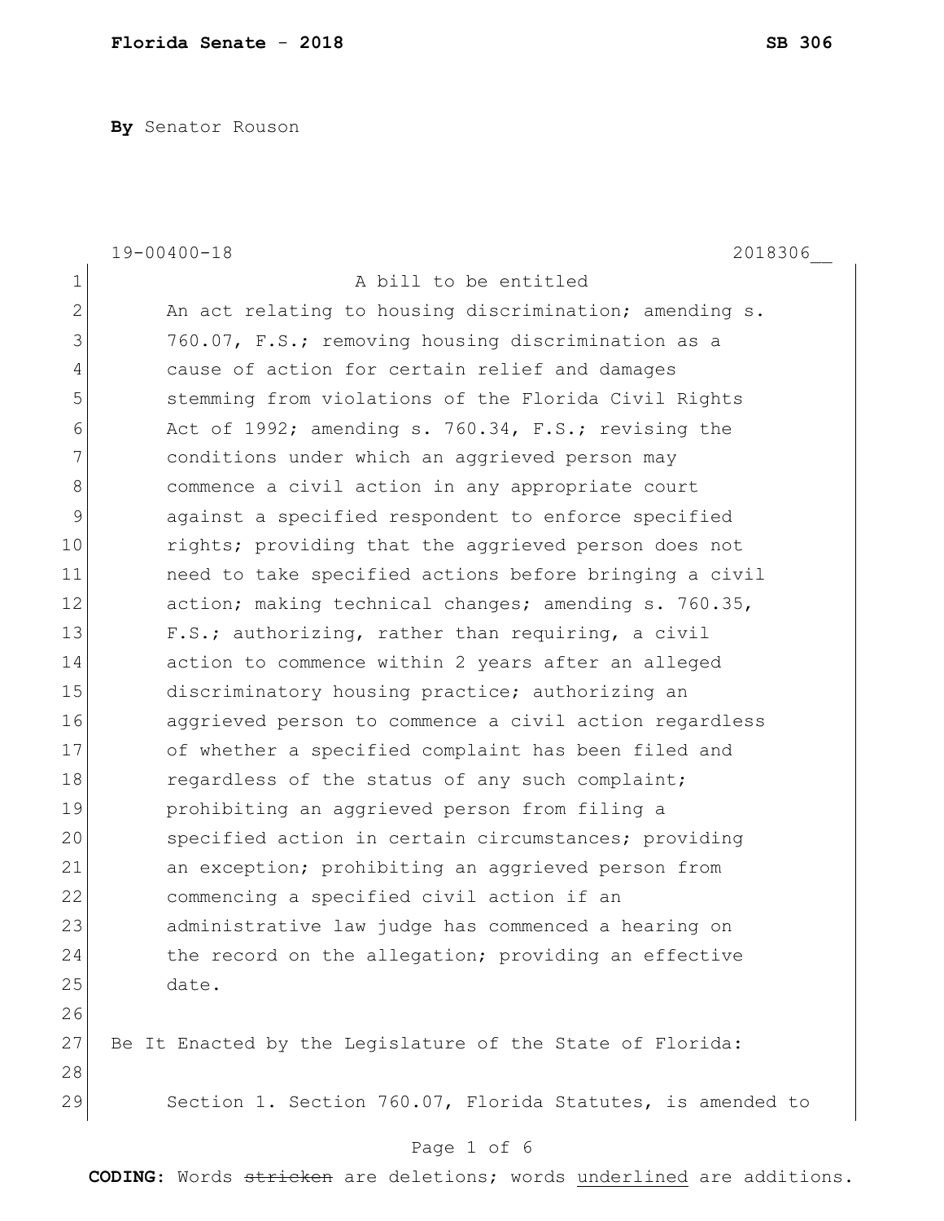**Florida Senate - 2018** **SB 306**

**By** Senator Rouson

19-00400-18 2018306__

A bill to be entitled

An act relating to housing discrimination; amending s. 760.07, F.S.; removing housing discrimination as a cause of action for certain relief and damages stemming from violations of the Florida Civil Rights Act of 1992; amending s. 760.34, F.S.; revising the conditions under which an aggrieved person may commence a civil action in any appropriate court against a specified respondent to enforce specified rights; providing that the aggrieved person does not need to take specified actions before bringing a civil action; making technical changes; amending s. 760.35, F.S.; authorizing, rather than requiring, a civil action to commence within 2 years after an alleged discriminatory housing practice; authorizing an aggrieved person to commence a civil action regardless of whether a specified complaint has been filed and regardless of the status of any such complaint; prohibiting an aggrieved person from filing a specified action in certain circumstances; providing an exception; prohibiting an aggrieved person from commencing a specified civil action if an administrative law judge has commenced a hearing on the record on the allegation; providing an effective date.

Be It Enacted by the Legislature of the State of Florida:

Section 1. Section 760.07, Florida Statutes, is amended to

**CODING:** Words ~~stricken~~ are deletions; words underlined are additions.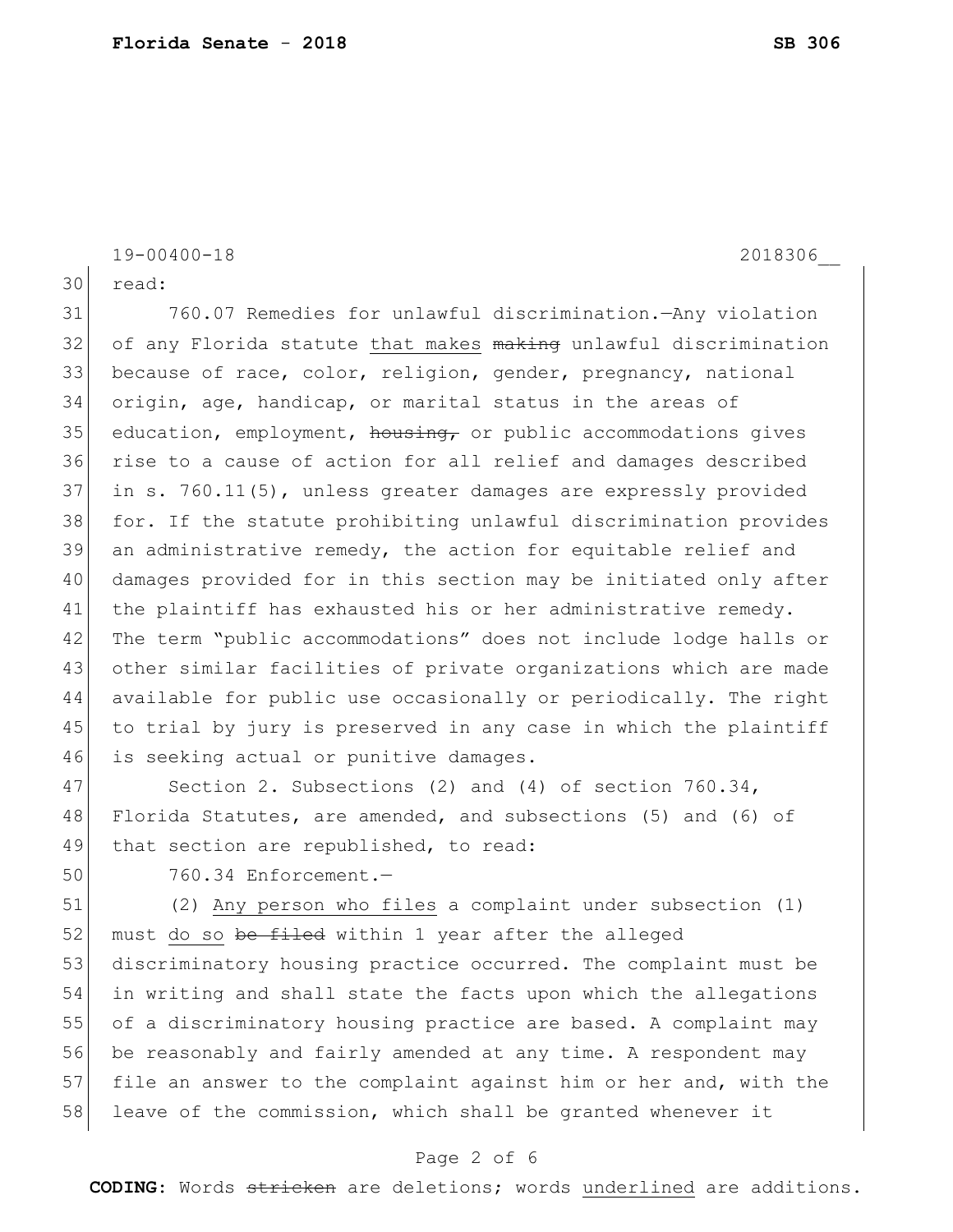read:

760.07 Remedies for unlawful discrimination.—Any violation of any Florida statute <u>that makes</u> ~~making~~ unlawful discrimination because of race, color, religion, gender, pregnancy, national origin, age, handicap, or marital status in the areas of education, employment, ~~housing,~~ or public accommodations gives rise to a cause of action for all relief and damages described in s. 760.11(5), unless greater damages are expressly provided for. If the statute prohibiting unlawful discrimination provides an administrative remedy, the action for equitable relief and damages provided for in this section may be initiated only after the plaintiff has exhausted his or her administrative remedy. The term "public accommodations" does not include lodge halls or other similar facilities of private organizations which are made available for public use occasionally or periodically. The right to trial by jury is preserved in any case in which the plaintiff is seeking actual or punitive damages.

Section 2. Subsections (2) and (4) of section 760.34, Florida Statutes, are amended, and subsections (5) and (6) of that section are republished, to read:

760.34 Enforcement.—

(2) <u>Any person who files</u> a complaint under subsection (1) must <u>do so</u> ~~be filed~~ within 1 year after the alleged discriminatory housing practice occurred. The complaint must be in writing and shall state the facts upon which the allegations of a discriminatory housing practice are based. A complaint may be reasonably and fairly amended at any time. A respondent may file an answer to the complaint against him or her and, with the leave of the commission, which shall be granted whenever it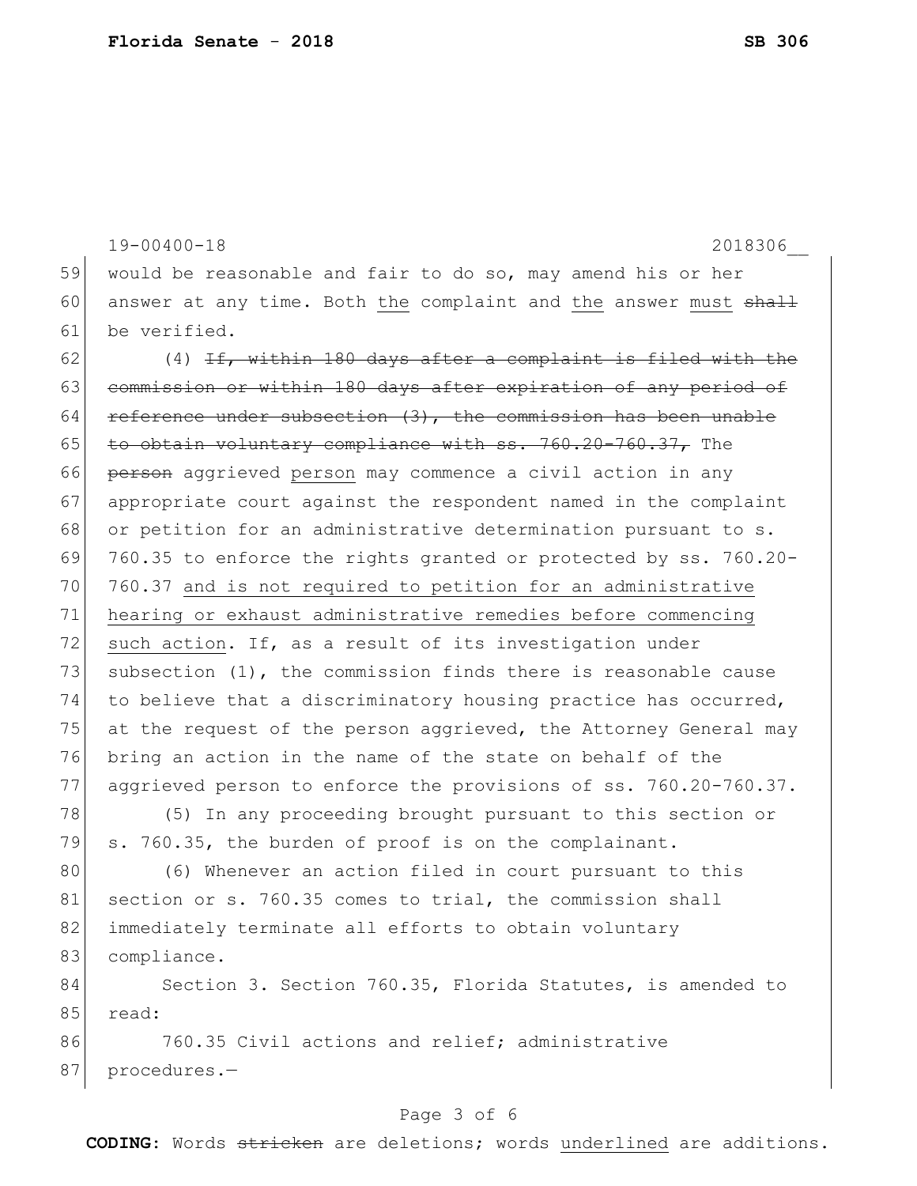would be reasonable and fair to do so, may amend his or her answer at any time. Both <u>the</u> complaint and <u>the</u> answer <u>must</u> ~~shall~~ be verified.

(4) ~~If, within 180 days after a complaint is filed with the commission or within 180 days after expiration of any period of reference under subsection (3), the commission has been unable to obtain voluntary compliance with ss. 760.20-760.37,~~ The ~~person~~ aggrieved <u>person</u> may commence a civil action in any appropriate court against the respondent named in the complaint or petition for an administrative determination pursuant to s. 760.35 to enforce the rights granted or protected by ss. 760.20-760.37 <u>and is not required to petition for an administrative hearing or exhaust administrative remedies before commencing such action</u>. If, as a result of its investigation under subsection (1), the commission finds there is reasonable cause to believe that a discriminatory housing practice has occurred, at the request of the person aggrieved, the Attorney General may bring an action in the name of the state on behalf of the aggrieved person to enforce the provisions of ss. 760.20-760.37.

(5) In any proceeding brought pursuant to this section or s. 760.35, the burden of proof is on the complainant.

(6) Whenever an action filed in court pursuant to this section or s. 760.35 comes to trial, the commission shall immediately terminate all efforts to obtain voluntary compliance.

Section 3. Section 760.35, Florida Statutes, is amended to read:

760.35 Civil actions and relief; administrative procedures.—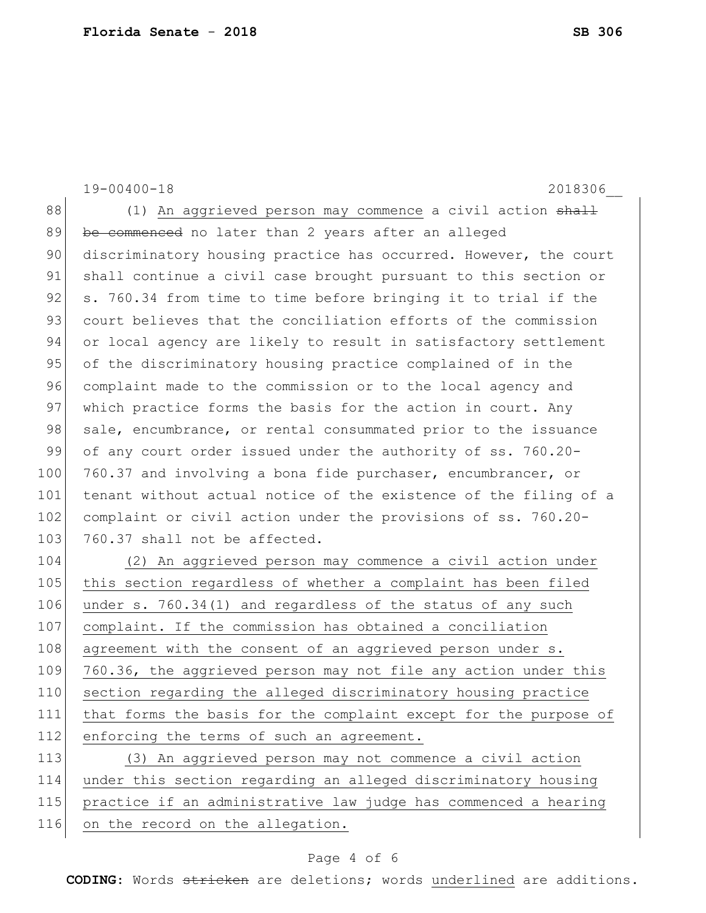(1) <u>An aggrieved person may commence</u> a civil action ~~shall be commenced~~ no later than 2 years after an alleged discriminatory housing practice has occurred. However, the court shall continue a civil case brought pursuant to this section or s. 760.34 from time to time before bringing it to trial if the court believes that the conciliation efforts of the commission or local agency are likely to result in satisfactory settlement of the discriminatory housing practice complained of in the complaint made to the commission or to the local agency and which practice forms the basis for the action in court. Any sale, encumbrance, or rental consummated prior to the issuance of any court order issued under the authority of ss. 760.20-760.37 and involving a bona fide purchaser, encumbrancer, or tenant without actual notice of the existence of the filing of a complaint or civil action under the provisions of ss. 760.20-760.37 shall not be affected.

<u>(2) An aggrieved person may commence a civil action under this section regardless of whether a complaint has been filed under s. 760.34(1) and regardless of the status of any such complaint. If the commission has obtained a conciliation agreement with the consent of an aggrieved person under s. 760.36, the aggrieved person may not file any action under this section regarding the alleged discriminatory housing practice that forms the basis for the complaint except for the purpose of enforcing the terms of such an agreement.</u>

<u>(3) An aggrieved person may not commence a civil action under this section regarding an alleged discriminatory housing practice if an administrative law judge has commenced a hearing on the record on the allegation.</u>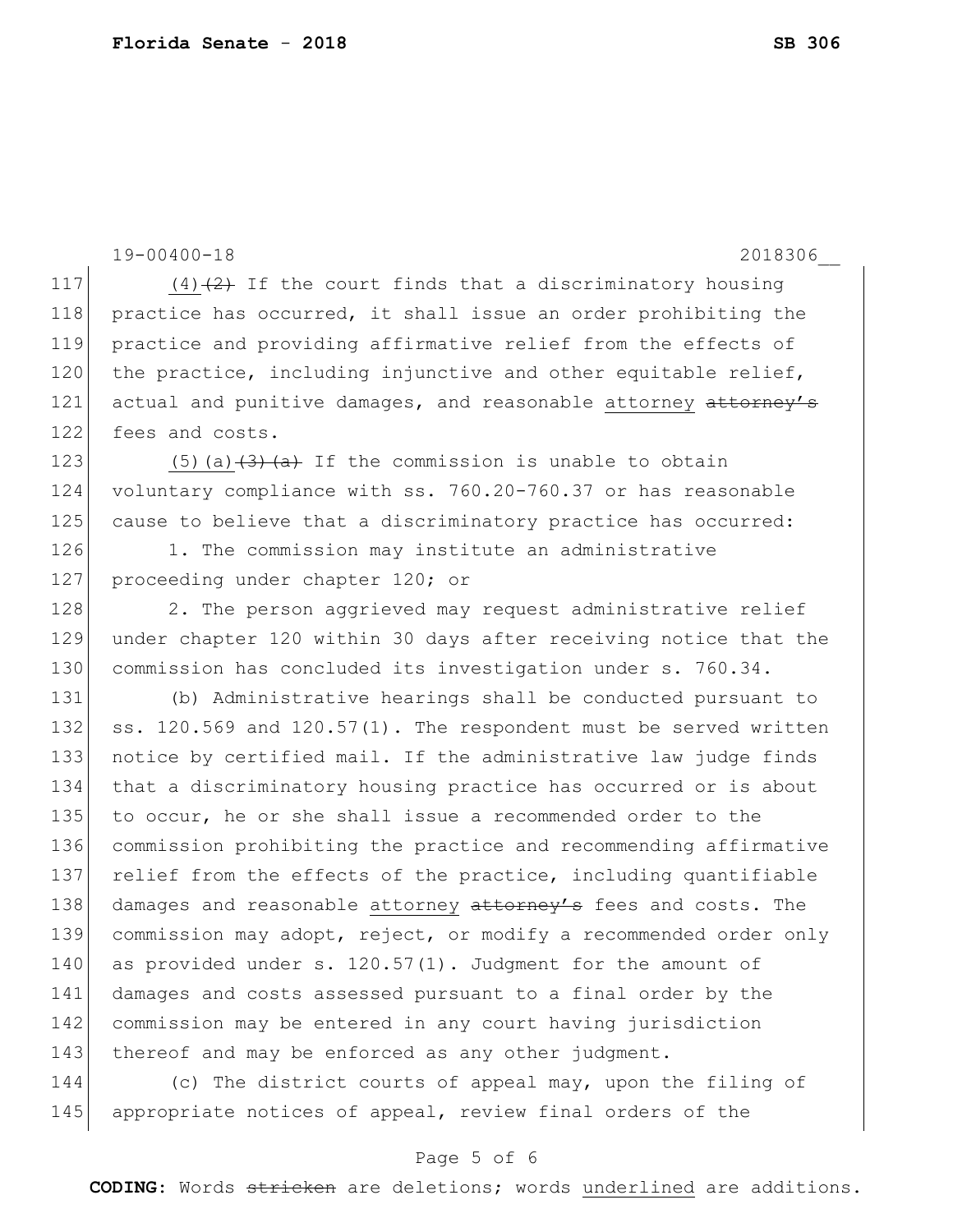(4) ~~(2)~~ If the court finds that a discriminatory housing practice has occurred, it shall issue an order prohibiting the practice and providing affirmative relief from the effects of the practice, including injunctive and other equitable relief, actual and punitive damages, and reasonable <u>attorney</u> ~~attorney's~~ fees and costs.

(5)(a) ~~(3)(a)~~ If the commission is unable to obtain voluntary compliance with ss. 760.20-760.37 or has reasonable cause to believe that a discriminatory practice has occurred:

1. The commission may institute an administrative proceeding under chapter 120; or

2. The person aggrieved may request administrative relief under chapter 120 within 30 days after receiving notice that the commission has concluded its investigation under s. 760.34.

(b) Administrative hearings shall be conducted pursuant to ss. 120.569 and 120.57(1). The respondent must be served written notice by certified mail. If the administrative law judge finds that a discriminatory housing practice has occurred or is about to occur, he or she shall issue a recommended order to the commission prohibiting the practice and recommending affirmative relief from the effects of the practice, including quantifiable damages and reasonable <u>attorney</u> ~~attorney's~~ fees and costs. The commission may adopt, reject, or modify a recommended order only as provided under s. 120.57(1). Judgment for the amount of damages and costs assessed pursuant to a final order by the commission may be entered in any court having jurisdiction thereof and may be enforced as any other judgment.

(c) The district courts of appeal may, upon the filing of appropriate notices of appeal, review final orders of the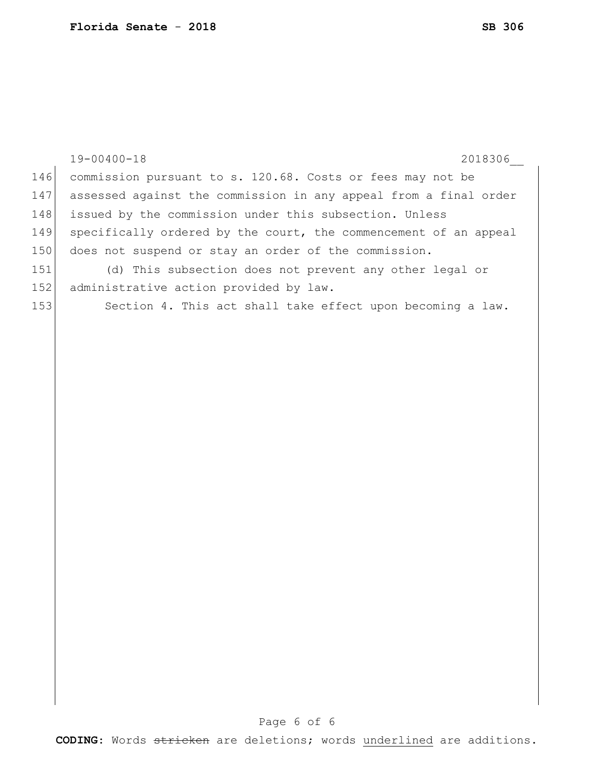commission pursuant to s. 120.68. Costs or fees may not be assessed against the commission in any appeal from a final order issued by the commission under this subsection. Unless specifically ordered by the court, the commencement of an appeal does not suspend or stay an order of the commission.

(d) This subsection does not prevent any other legal or administrative action provided by law.

Section 4. This act shall take effect upon becoming a law.

**CODING:** Words ~~stricken~~ are deletions; words underlined are additions.